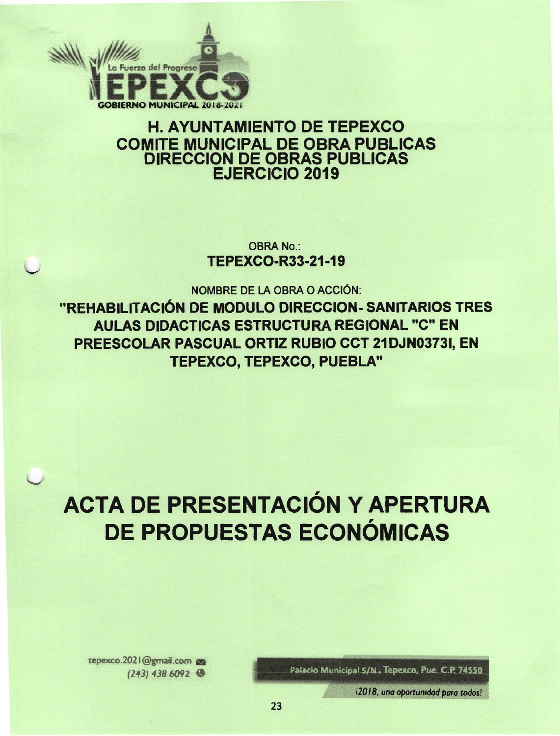La Fuerza del Progreso

TEPEXCO

GOBIERNO MUNICIPAL 2018-2021

# H. AYUNTAMIENTO DE TEPEXCO
## COMITE MUNICIPAL DE OBRA PUBLICAS
## DIRECCION DE OBRAS PUBLICAS
## EJERCICIO 2019

OBRA No.:

**TEPEXCO-R33-21-19**

NOMBRE DE LA OBRA O ACCIÓN:

**"REHABILITACIÓN DE MODULO DIRECCION- SANITARIOS TRES AULAS DIDACTICAS ESTRUCTURA REGIONAL "C" EN PREESCOLAR PASCUAL ORTIZ RUBIO CCT 21DJN0373I, EN TEPEXCO, TEPEXCO, PUEBLA"**

# ACTA DE PRESENTACIÓN Y APERTURA DE PROPUESTAS ECONÓMICAS

tepexco.2021@gmail.com
(243) 438 6092

Palacio Municipal S/N, Tepexco, Pue. C.P. 74550

*¡2018, una oportunidad para todos!*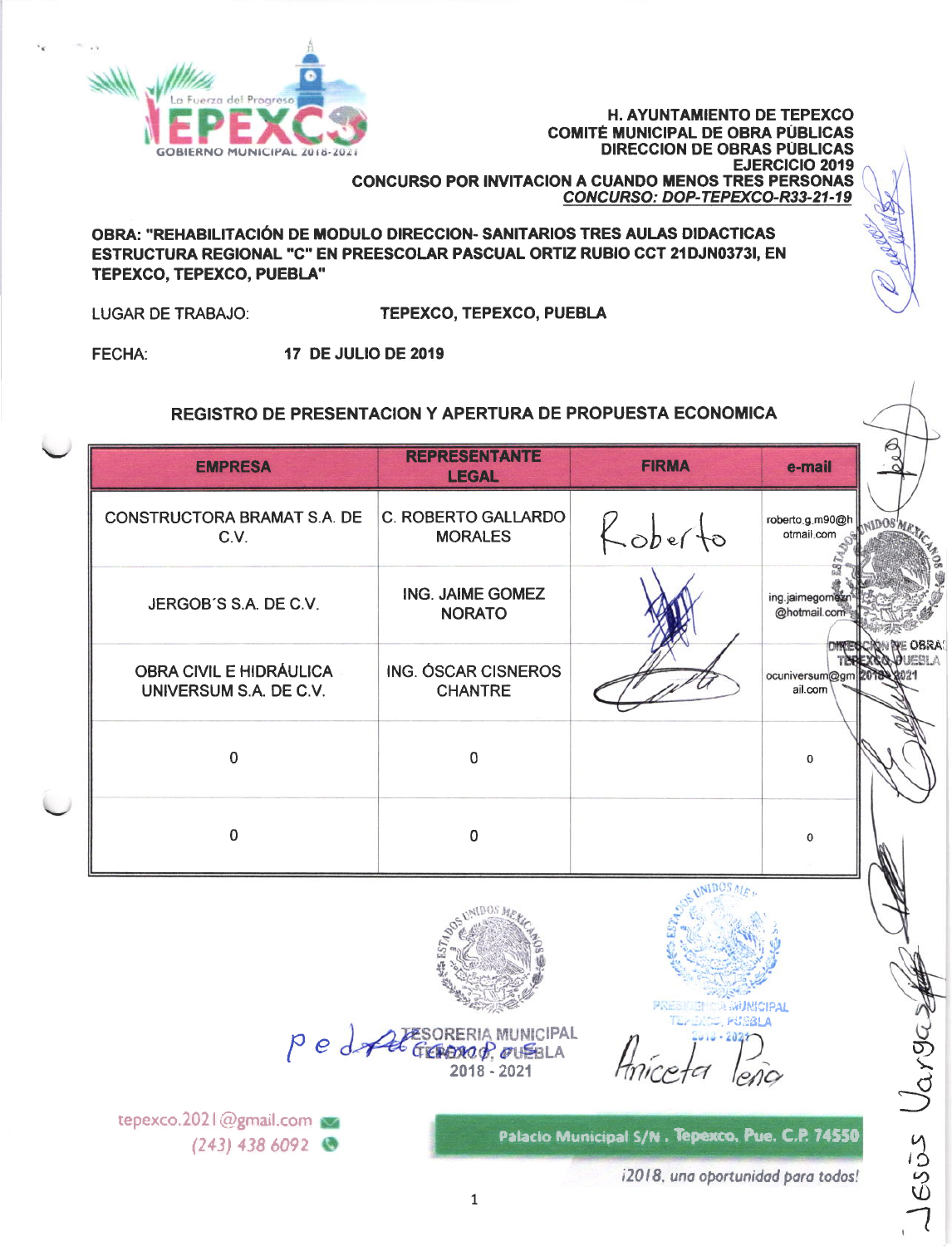**H. AYUNTAMIENTO DE TEPEXCO**
**COMITÉ MUNICIPAL DE OBRA PÚBLICAS**
**DIRECCION DE OBRAS PÚBLICAS**
**EJERCICIO 2019**
**CONCURSO POR INVITACION A CUANDO MENOS TRES PERSONAS**
***CONCURSO: DOP-TEPEXCO-R33-21-19***

**OBRA: "REHABILITACIÓN DE MODULO DIRECCION- SANITARIOS TRES AULAS DIDACTICAS ESTRUCTURA REGIONAL "C" EN PREESCOLAR PASCUAL ORTIZ RUBIO CCT 21DJN0373I, EN TEPEXCO, TEPEXCO, PUEBLA"**

LUGAR DE TRABAJO: **TEPEXCO, TEPEXCO, PUEBLA**

FECHA: **17 DE JULIO DE 2019**

## REGISTRO DE PRESENTACION Y APERTURA DE PROPUESTA ECONOMICA

| EMPRESA | REPRESENTANTE LEGAL | FIRMA | e-mail |
|---|---|---|---|
| CONSTRUCTORA BRAMAT S.A. DE C.V. | C. ROBERTO GALLARDO MORALES | Roberto | roberto.g.m90@hotmail.com |
| JERGOB´S S.A. DE C.V. | ING. JAIME GOMEZ NORATO | | ing.jaimegomezn@hotmail.com |
| OBRA CIVIL E HIDRÁULICA UNIVERSUM S.A. DE C.V. | ING. ÓSCAR CISNEROS CHANTRE | | ocuniversum@gmail.com |
| 0 | 0 | | 0 |
| 0 | 0 | | 0 |

TESORERIA MUNICIPAL TEPEXCO, PUEBLA 2018 - 2021

PRESIDENCIA MUNICIPAL TEPEXCO, PUEBLA 2018 - 2021

Aniceta Peña

Jesús Vargas

tepexco.2021@gmail.com
(243) 438 6092

Palacio Municipal S/N . Tepexco, Pue. C.P. 74550

¡2018, una oportunidad para todos!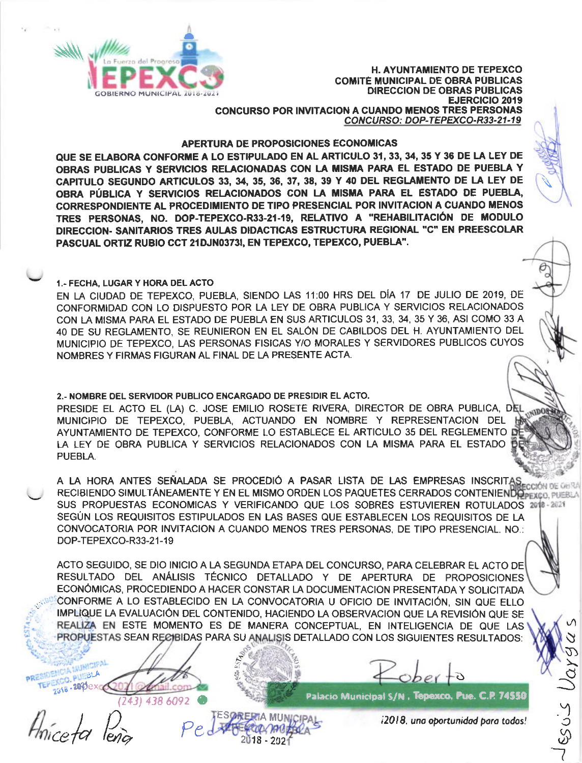**H. AYUNTAMIENTO DE TEPEXCO**
**COMITÉ MUNICIPAL DE OBRA PÚBLICAS**
**DIRECCION DE OBRAS PUBLICAS**
**EJERCICIO 2019**
**CONCURSO POR INVITACION A CUANDO MENOS TRES PERSONAS**
***CONCURSO: DOP-TEPEXCO-R33-21-19***

**APERTURA DE PROPOSICIONES ECONOMICAS**

**QUE SE ELABORA CONFORME A LO ESTIPULADO EN AL ARTICULO 31, 33, 34, 35 Y 36 DE LA LEY DE OBRAS PUBLICAS Y SERVICIOS RELACIONADAS CON LA MISMA PARA EL ESTADO DE PUEBLA Y CAPITULO SEGUNDO ARTICULOS 33, 34, 35, 36, 37, 38, 39 Y 40 DEL REGLAMENTO DE LA LEY DE OBRA PÚBLICA Y SERVICIOS RELACIONADOS CON LA MISMA PARA EL ESTADO DE PUEBLA, CORRESPONDIENTE AL PROCEDIMIENTO DE TIPO PRESENCIAL POR INVITACION A CUANDO MENOS TRES PERSONAS, NO. DOP-TEPEXCO-R33-21-19, RELATIVO A "REHABILITACIÓN DE MODULO DIRECCION- SANITARIOS TRES AULAS DIDACTICAS ESTRUCTURA REGIONAL "C" EN PREESCOLAR PASCUAL ORTIZ RUBIO CCT 21DJN0373I, EN TEPEXCO, TEPEXCO, PUEBLA".**

**1.- FECHA, LUGAR Y HORA DEL ACTO**

EN LA CIUDAD DE TEPEXCO, PUEBLA, SIENDO LAS 11:00 HRS DEL DÍA 17 DE JULIO DE 2019, DE CONFORMIDAD CON LO DISPUESTO POR LA LEY DE OBRA PUBLICA Y SERVICIOS RELACIONADOS CON LA MISMA PARA EL ESTADO DE PUEBLA EN SUS ARTICULOS 31, 33, 34, 35 Y 36, ASI COMO 33 A 40 DE SU REGLAMENTO, SE REUNIERON EN EL SALÓN DE CABILDOS DEL H. AYUNTAMIENTO DEL MUNICIPIO DE TEPEXCO, LAS PERSONAS FISICAS Y/O MORALES Y SERVIDORES PUBLICOS CUYOS NOMBRES Y FIRMAS FIGURAN AL FINAL DE LA PRESENTE ACTA.

**2.- NOMBRE DEL SERVIDOR PUBLICO ENCARGADO DE PRESIDIR EL ACTO.**

PRESIDE EL ACTO EL (LA) C. JOSE EMILIO ROSETE RIVERA, DIRECTOR DE OBRA PUBLICA, DEL MUNICIPIO DE TEPEXCO, PUEBLA, ACTUANDO EN NOMBRE Y REPRESENTACION DEL H. AYUNTAMIENTO DE TEPEXCO, CONFORME LO ESTABLECE EL ARTICULO 35 DEL REGLEMENTO DE LA LEY DE OBRA PUBLICA Y SERVICIOS RELACIONADOS CON LA MISMA PARA EL ESTADO DE PUEBLA.

A LA HORA ANTES SEÑALADA SE PROCEDIÓ A PASAR LISTA DE LAS EMPRESAS INSCRITAS, RECIBIENDO SIMULTÁNEAMENTE Y EN EL MISMO ORDEN LOS PAQUETES CERRADOS CONTENIENDO SUS PROPUESTAS ECONOMICAS Y VERIFICANDO QUE LOS SOBRES ESTUVIEREN ROTULADOS SEGÚN LOS REQUISITOS ESTIPULADOS EN LAS BASES QUE ESTABLECEN LOS REQUISITOS DE LA CONVOCATORIA POR INVITACION A CUANDO MENOS TRES PERSONAS, DE TIPO PRESENCIAL. NO.: DOP-TEPEXCO-R33-21-19

ACTO SEGUIDO, SE DIO INICIO A LA SEGUNDA ETAPA DEL CONCURSO, PARA CELEBRAR EL ACTO DE RESULTADO DEL ANÁLISIS TÉCNICO DETALLADO Y DE APERTURA DE PROPOSICIONES ECONÓMICAS, PROCEDIENDO A HACER CONSTAR LA DOCUMENTACION PRESENTADA Y SOLICITADA CONFORME A LO ESTABLECIDO EN LA CONVOCATORIA U OFICIO DE INVITACIÓN, SIN QUE ELLO IMPLIQUE LA EVALUACIÓN DEL CONTENIDO, HACIENDO LA OBSERVACION QUE LA REVISIÓN QUE SE REALIZA EN ESTE MOMENTO ES DE MANERA CONCEPTUAL, EN INTELIGENCIA DE QUE LAS PROPUESTAS SEAN RECIBIDAS PARA SU ANALISIS DETALLADO CON LOS SIGUIENTES RESULTADOS:

Palacio Municipal S/N, Tepexco, Pue. C.P. 74550

¡2018, una oportunidad para todos!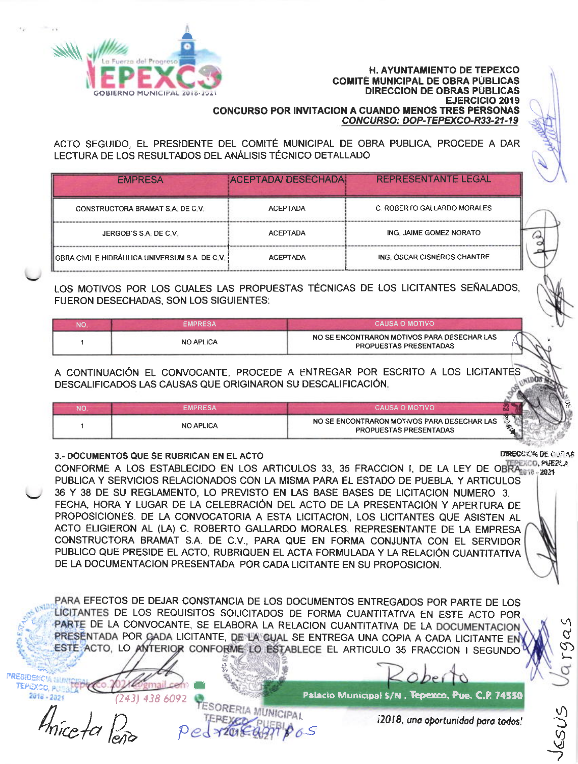**H. AYUNTAMIENTO DE TEPEXCO**
**COMITÉ MUNICIPAL DE OBRA PÚBLICAS**
**DIRECCION DE OBRAS PÚBLICAS**
**EJERCICIO 2019**
**CONCURSO POR INVITACION A CUANDO MENOS TRES PERSONAS**
***CONCURSO: DOP-TEPEXCO-R33-21-19***

ACTO SEGUIDO, EL PRESIDENTE DEL COMITÉ MUNICIPAL DE OBRA PUBLICA, PROCEDE A DAR LECTURA DE LOS RESULTADOS DEL ANÁLISIS TÉCNICO DETALLADO

| EMPRESA | ACEPTADA/ DESECHADA | REPRESENTANTE LEGAL |
|---|---|---|
| CONSTRUCTORA BRAMAT S.A. DE C.V. | ACEPTADA | C. ROBERTO GALLARDO MORALES |
| JERGOB'S S.A. DE C.V. | ACEPTADA | ING. JAIME GOMEZ NORATO |
| OBRA CIVIL E HIDRÁULICA UNIVERSUM S.A. DE C.V. | ACEPTADA | ING. ÓSCAR CISNEROS CHANTRE |

LOS MOTIVOS POR LOS CUALES LAS PROPUESTAS TÉCNICAS DE LOS LICITANTES SEÑALADOS, FUERON DESECHADAS, SON LOS SIGUIENTES:

| NO. | EMPRESA | CAUSA O MOTIVO |
|---|---|---|
| 1 | NO APLICA | NO SE ENCONTRARON MOTIVOS PARA DESECHAR LAS PROPUESTAS PRESENTADAS |

A CONTINUACIÓN EL CONVOCANTE, PROCEDE A ENTREGAR POR ESCRITO A LOS LICITANTES DESCALIFICADOS LAS CAUSAS QUE ORIGINARON SU DESCALIFICACIÓN.

| NO. | EMPRESA | CAUSA O MOTIVO |
|---|---|---|
| 1 | NO APLICA | NO SE ENCONTRARON MOTIVOS PARA DESECHAR LAS PROPUESTAS PRESENTADAS |

**3.- DOCUMENTOS QUE SE RUBRICAN EN EL ACTO**

CONFORME A LOS ESTABLECIDO EN LOS ARTICULOS 33, 35 FRACCION I, DE LA LEY DE OBRA PUBLICA Y SERVICIOS RELACIONADOS CON LA MISMA PARA EL ESTADO DE PUEBLA, Y ARTICULOS 36 Y 38 DE SU REGLAMENTO, LO PREVISTO EN LAS BASE BASES DE LICITACION NUMERO 3. FECHA, HORA Y LUGAR DE LA CELEBRACIÓN DEL ACTO DE LA PRESENTACIÓN Y APERTURA DE PROPOSICIONES. DE LA CONVOCATORIA A ESTA LICITACION, LOS LICITANTES QUE ASISTEN AL ACTO ELIGIERON AL (LA) C. ROBERTO GALLARDO MORALES, REPRESENTANTE DE LA EMPRESA CONSTRUCTORA BRAMAT S.A. DE C.V., PARA QUE EN FORMA CONJUNTA CON EL SERVIDOR PUBLICO QUE PRESIDE EL ACTO, RUBRIQUEN EL ACTA FORMULADA Y LA RELACIÓN CUANTITATIVA DE LA DOCUMENTACION PRESENTADA POR CADA LICITANTE EN SU PROPOSICION.

PARA EFECTOS DE DEJAR CONSTANCIA DE LOS DOCUMENTOS ENTREGADOS POR PARTE DE LOS LICITANTES DE LOS REQUISITOS SOLICITADOS DE FORMA CUANTITATIVA EN ESTE ACTO POR PARTE DE LA CONVOCANTE, SE ELABORA LA RELACION CUANTITATIVA DE LA DOCUMENTACION PRESENTADA POR CADA LICITANTE, DE LA CUAL SE ENTREGA UNA COPIA A CADA LICITANTE EN ESTE ACTO, LO ANTERIOR CONFORME LO ESTABLECE EL ARTICULO 35 FRACCION I SEGUNDO

Palacio Municipal S/N , Tepexco, Pue. C.P. 74550

(243) 438 6092

¡2018, una oportunidad para todos!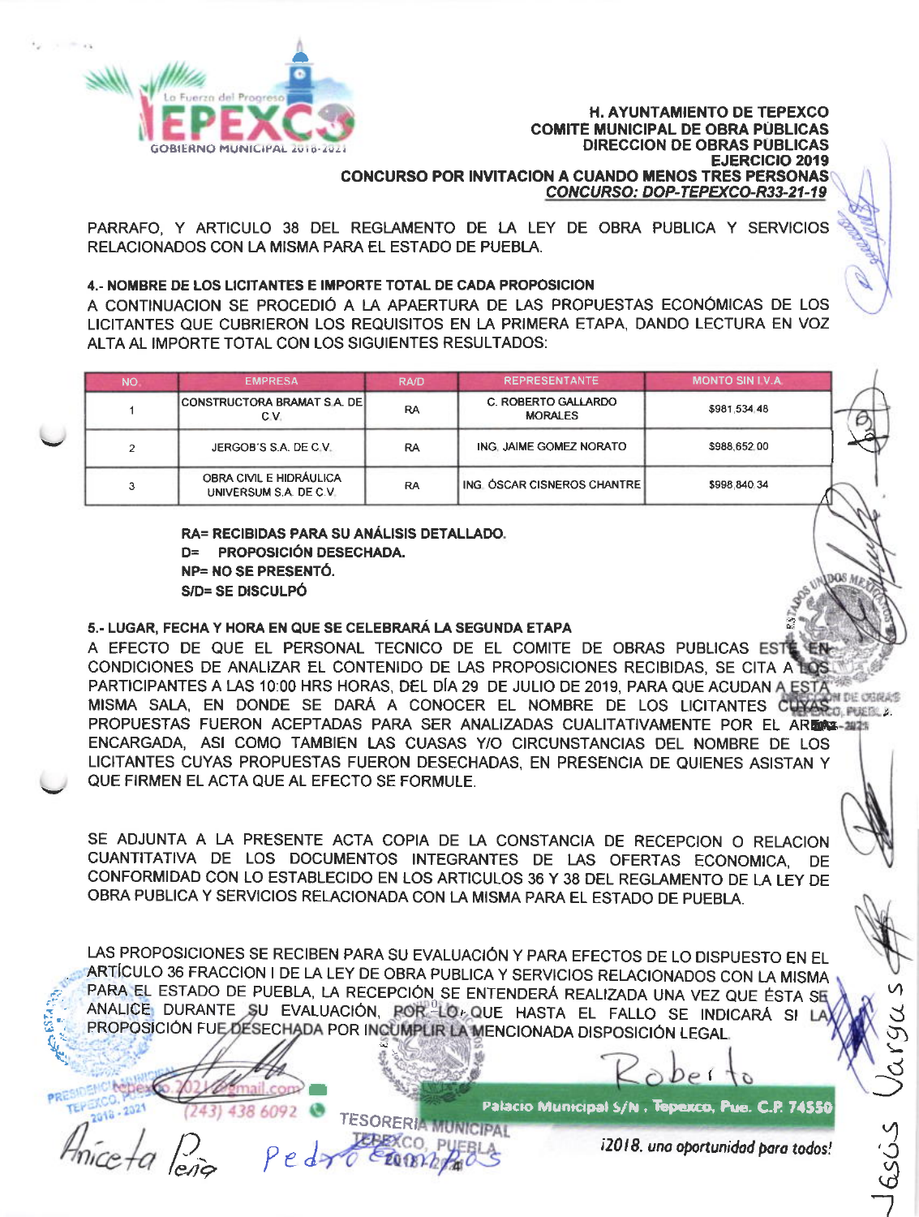H. AYUNTAMIENTO DE TEPEXCO
COMITE MUNICIPAL DE OBRA PUBLICAS
DIRECCION DE OBRAS PUBLICAS
EJERCICIO 2019
CONCURSO POR INVITACION A CUANDO MENOS TRES PERSONAS
CONCURSO: DOP-TEPEXCO-R33-21-19

PARRAFO, Y ARTICULO 38 DEL REGLAMENTO DE LA LEY DE OBRA PUBLICA Y SERVICIOS RELACIONADOS CON LA MISMA PARA EL ESTADO DE PUEBLA.

**4.- NOMBRE DE LOS LICITANTES E IMPORTE TOTAL DE CADA PROPOSICION**

A CONTINUACION SE PROCEDIÓ A LA APAERTURA DE LAS PROPUESTAS ECONÓMICAS DE LOS LICITANTES QUE CUBRIERON LOS REQUISITOS EN LA PRIMERA ETAPA, DANDO LECTURA EN VOZ ALTA AL IMPORTE TOTAL CON LOS SIGUIENTES RESULTADOS:

| NO. | EMPRESA | RA/D | REPRESENTANTE | MONTO SIN I.V.A. |
|---|---|---|---|---|
| 1 | CONSTRUCTORA BRAMAT S.A. DE C.V. | RA | C. ROBERTO GALLARDO MORALES | $981,534.48 |
| 2 | JERGOB'S S.A. DE C.V. | RA | ING. JAIME GOMEZ NORATO | $988,652.00 |
| 3 | OBRA CIVIL E HIDRÁULICA UNIVERSUM S.A. DE C.V. | RA | ING. ÓSCAR CISNEROS CHANTRE | $998,840.34 |

**RA= RECIBIDAS PARA SU ANÁLISIS DETALLADO.**
**D= PROPOSICIÓN DESECHADA.**
**NP= NO SE PRESENTÓ.**
**S/D= SE DISCULPÓ**

**5.- LUGAR, FECHA Y HORA EN QUE SE CELEBRARÁ LA SEGUNDA ETAPA**

A EFECTO DE QUE EL PERSONAL TECNICO DE EL COMITE DE OBRAS PUBLICAS ESTE EN CONDICIONES DE ANALIZAR EL CONTENIDO DE LAS PROPOSICIONES RECIBIDAS, SE CITA A LOS PARTICIPANTES A LAS 10:00 HRS HORAS, DEL DÍA 29 DE JULIO DE 2019, PARA QUE ACUDAN A ESTA MISMA SALA, EN DONDE SE DARÁ A CONOCER EL NOMBRE DE LOS LICITANTES CUYAS PROPUESTAS FUERON ACEPTADAS PARA SER ANALIZADAS CUALITATIVAMENTE POR EL AREA ENCARGADA, ASI COMO TAMBIEN LAS CUASAS Y/O CIRCUNSTANCIAS DEL NOMBRE DE LOS LICITANTES CUYAS PROPUESTAS FUERON DESECHADAS, EN PRESENCIA DE QUIENES ASISTAN Y QUE FIRMEN EL ACTA QUE AL EFECTO SE FORMULE.

SE ADJUNTA A LA PRESENTE ACTA COPIA DE LA CONSTANCIA DE RECEPCION O RELACION CUANTITATIVA DE LOS DOCUMENTOS INTEGRANTES DE LAS OFERTAS ECONOMICA, DE CONFORMIDAD CON LO ESTABLECIDO EN LOS ARTICULOS 36 Y 38 DEL REGLAMENTO DE LA LEY DE OBRA PUBLICA Y SERVICIOS RELACIONADA CON LA MISMA PARA EL ESTADO DE PUEBLA.

LAS PROPOSICIONES SE RECIBEN PARA SU EVALUACIÓN Y PARA EFECTOS DE LO DISPUESTO EN EL ARTÍCULO 36 FRACCION I DE LA LEY DE OBRA PUBLICA Y SERVICIOS RELACIONADOS CON LA MISMA PARA EL ESTADO DE PUEBLA, LA RECEPCIÓN SE ENTENDERÁ REALIZADA UNA VEZ QUE ÉSTA SE ANALICE DURANTE SU EVALUACIÓN, POR LO QUE HASTA EL FALLO SE INDICARÁ SI LA PROPOSICIÓN FUE DESECHADA POR INCUMPLIR LA MENCIONADA DISPOSICIÓN LEGAL.

Roberto

Aniceta Peña    Pedro Campos    Jesús Vargas

tepexco.2021@gmail.com (243) 438 6092    Palacio Municipal S/N, Tepexco, Pue. C.P. 74550

¡2018, una oportunidad para todos!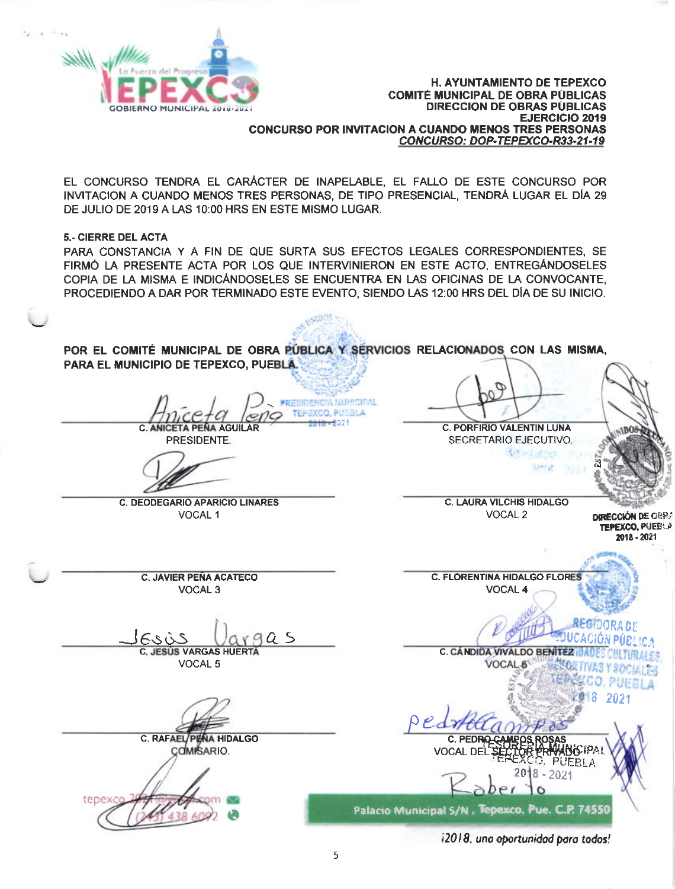H. AYUNTAMIENTO DE TEPEXCO
COMITÉ MUNICIPAL DE OBRA PÚBLICAS
DIRECCION DE OBRAS PÚBLICAS
EJERCICIO 2019
CONCURSO POR INVITACION A CUANDO MENOS TRES PERSONAS
CONCURSO: DOP-TEPEXCO-R33-21-19

EL CONCURSO TENDRA EL CARÁCTER DE INAPELABLE, EL FALLO DE ESTE CONCURSO POR INVITACION A CUANDO MENOS TRES PERSONAS, DE TIPO PRESENCIAL, TENDRÁ LUGAR EL DÍA 29 DE JULIO DE 2019 A LAS 10:00 HRS EN ESTE MISMO LUGAR.

**5.- CIERRE DEL ACTA**

PARA CONSTANCIA Y A FIN DE QUE SURTA SUS EFECTOS LEGALES CORRESPONDIENTES, SE FIRMÓ LA PRESENTE ACTA POR LOS QUE INTERVINIERON EN ESTE ACTO, ENTREGÁNDOSELES COPIA DE LA MISMA E INDICÁNDOSELES SE ENCUENTRA EN LAS OFICINAS DE LA CONVOCANTE, PROCEDIENDO A DAR POR TERMINADO ESTE EVENTO, SIENDO LAS 12:00 HRS DEL DÍA DE SU INICIO.

**POR EL COMITÉ MUNICIPAL DE OBRA PÚBLICA Y SERVICIOS RELACIONADOS CON LAS MISMA, PARA EL MUNICIPIO DE TEPEXCO, PUEBLA.**

| | |
|---|---|
| C. ANICETA PEÑA AGUILAR<br>PRESIDENTE. | C. PORFIRIO VALENTIN LUNA<br>SECRETARIO EJECUTIVO. |
| C. DEODEGARIO APARICIO LINARES<br>VOCAL 1 | C. LAURA VILCHIS HIDALGO<br>VOCAL 2 |
| C. JAVIER PEÑA ACATECO<br>VOCAL 3 | C. FLORENTINA HIDALGO FLORES<br>VOCAL 4 |
| C. JESÚS VARGAS HUERTA<br>VOCAL 5 | C. CÁNDIDA VIVALDO BENÍTEZ<br>VOCAL 6 |
| C. RAFAEL PEÑA HIDALGO<br>COMISARIO. | C. PEDRO CAMPOS ROSAS<br>VOCAL DEL SECTOR PRIVADO |

Palacio Municipal S/N , Tepexco, Pue. C.P. 74550

*¡2018, una oportunidad para todos!*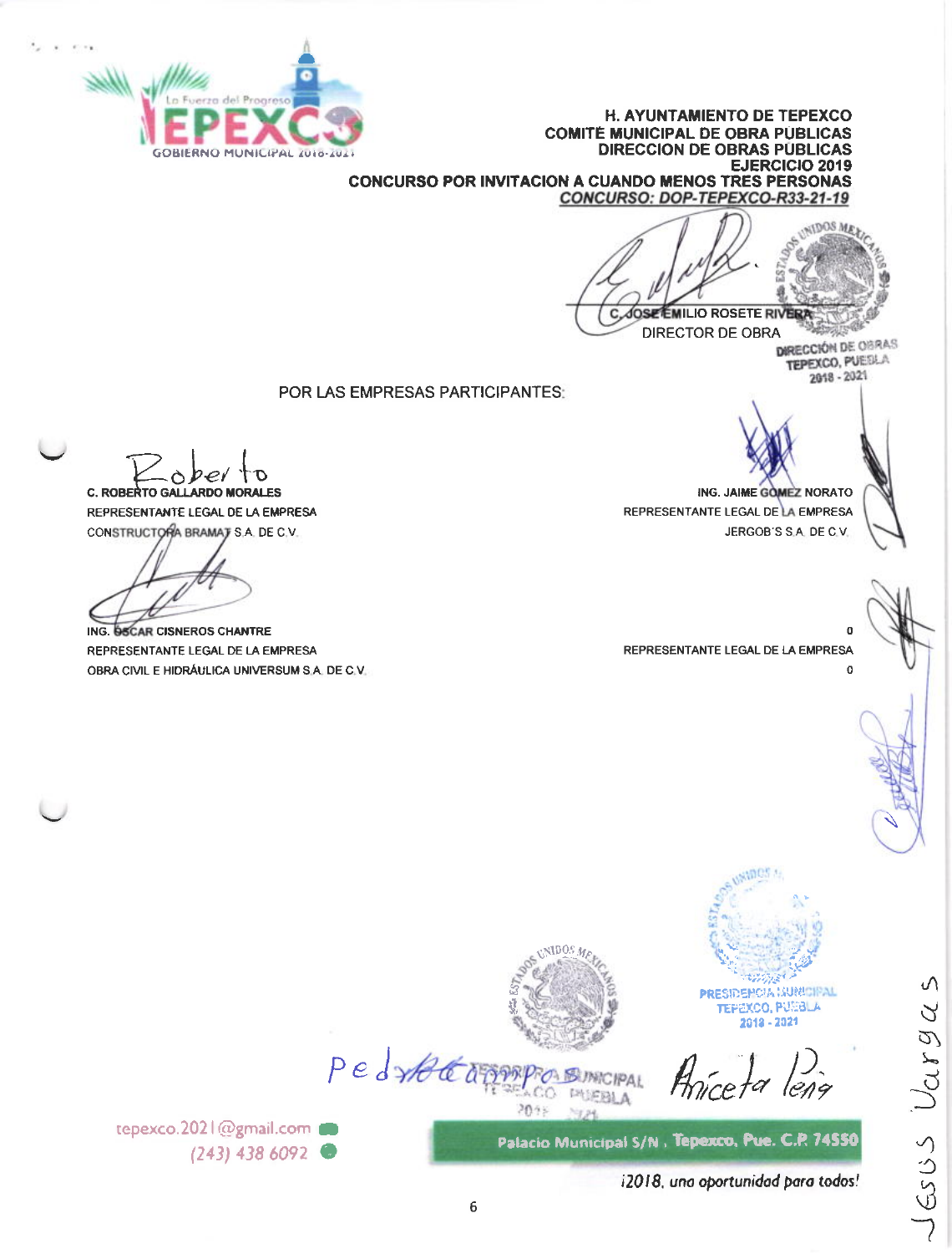**H. AYUNTAMIENTO DE TEPEXCO**
**COMITÉ MUNICIPAL DE OBRA PUBLICAS**
**DIRECCION DE OBRAS PUBLICAS**
**EJERCICIO 2019**
**CONCURSO POR INVITACION A CUANDO MENOS TRES PERSONAS**
***CONCURSO: DOP-TEPEXCO-R33-21-19***

C. JOSE EMILIO ROSETE RIVERA
DIRECTOR DE OBRA

DIRECCIÓN DE OBRAS
TEPEXCO, PUEBLA
2018 - 2021

POR LAS EMPRESAS PARTICIPANTES:

Roberto
C. ROBERTO GALLARDO MORALES
REPRESENTANTE LEGAL DE LA EMPRESA
CONSTRUCTORA BRAMAT S.A. DE C.V.

ING. JAIME GOMEZ NORATO
REPRESENTANTE LEGAL DE LA EMPRESA
JERGOB'S S.A. DE C.V.

ING. ÓSCAR CISNEROS CHANTRE
REPRESENTANTE LEGAL DE LA EMPRESA
OBRA CIVIL E HIDRÁULICA UNIVERSUM S.A. DE C.V.

0
REPRESENTANTE LEGAL DE LA EMPRESA
0

PRESIDENCIA MUNICIPAL
TEPEXCO, PUEBLA
2018 - 2021

TESORERIA MUNICIPAL
TEPEXCO, PUEBLA
2018 - 2021

Pedro Ocampo

Aniceta Peña

Jesús Vargas

tepexco.2021@gmail.com
(243) 438 6092

Palacio Municipal S/N, Tepexco, Pue. C.P. 74550

*¡2018, una oportunidad para todos!*